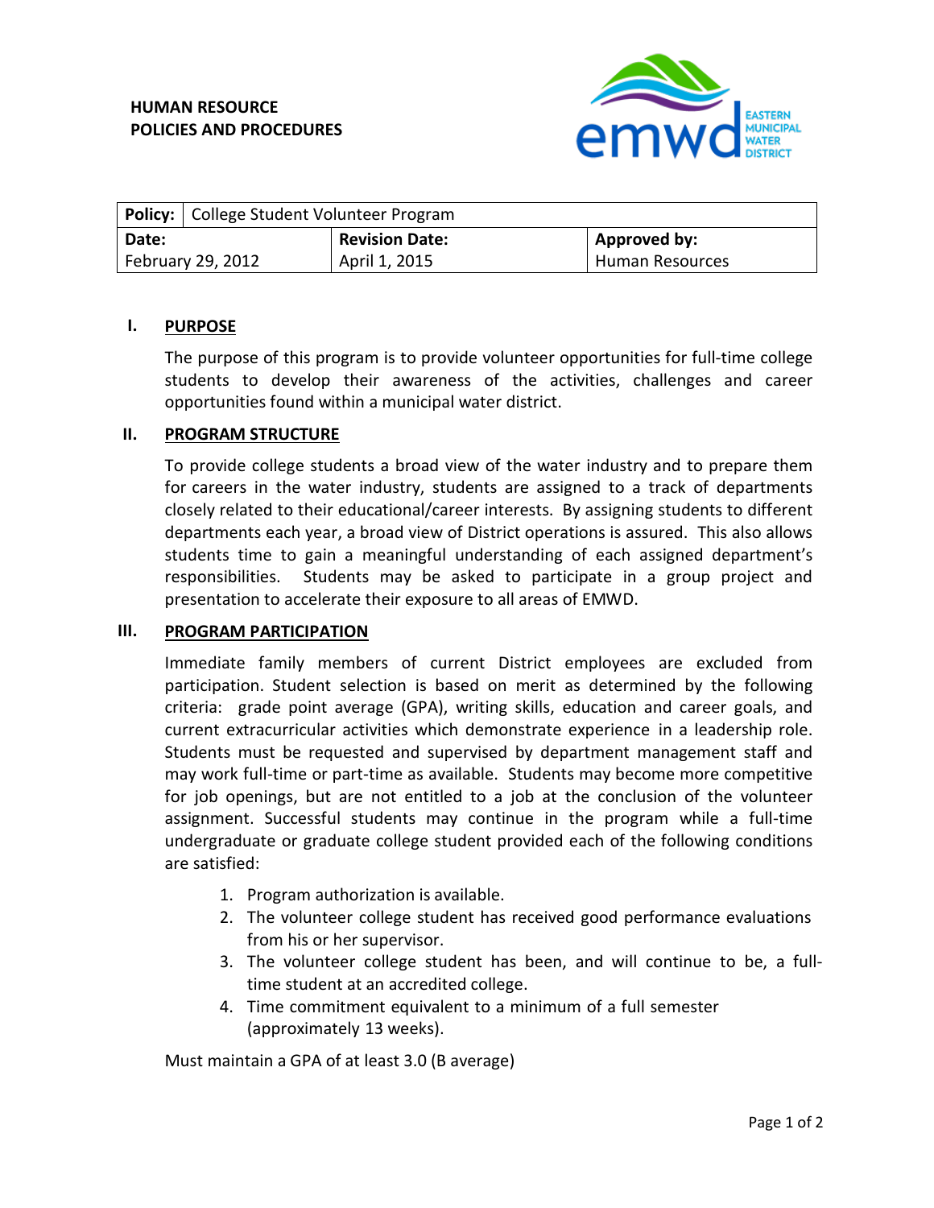**HUMAN RESOURCE**
**POLICIES AND PROCEDURES**

EASTERN MUNICIPAL WATER DISTRICT

| **Policy:** College Student Volunteer Program | | |
|---|---|---|
| **Date:** | **Revision Date:** | **Approved by:** |
| February 29, 2012 | April 1, 2015 | Human Resources |

## I. PURPOSE

The purpose of this program is to provide volunteer opportunities for full-time college students to develop their awareness of the activities, challenges and career opportunities found within a municipal water district.

## II. PROGRAM STRUCTURE

To provide college students a broad view of the water industry and to prepare them for careers in the water industry, students are assigned to a track of departments closely related to their educational/career interests. By assigning students to different departments each year, a broad view of District operations is assured. This also allows students time to gain a meaningful understanding of each assigned department's responsibilities. Students may be asked to participate in a group project and presentation to accelerate their exposure to all areas of EMWD.

## III. PROGRAM PARTICIPATION

Immediate family members of current District employees are excluded from participation. Student selection is based on merit as determined by the following criteria: grade point average (GPA), writing skills, education and career goals, and current extracurricular activities which demonstrate experience in a leadership role. Students must be requested and supervised by department management staff and may work full-time or part-time as available. Students may become more competitive for job openings, but are not entitled to a job at the conclusion of the volunteer assignment. Successful students may continue in the program while a full-time undergraduate or graduate college student provided each of the following conditions are satisfied:

1. Program authorization is available.
2. The volunteer college student has received good performance evaluations from his or her supervisor.
3. The volunteer college student has been, and will continue to be, a full-time student at an accredited college.
4. Time commitment equivalent to a minimum of a full semester (approximately 13 weeks).

Must maintain a GPA of at least 3.0 (B average)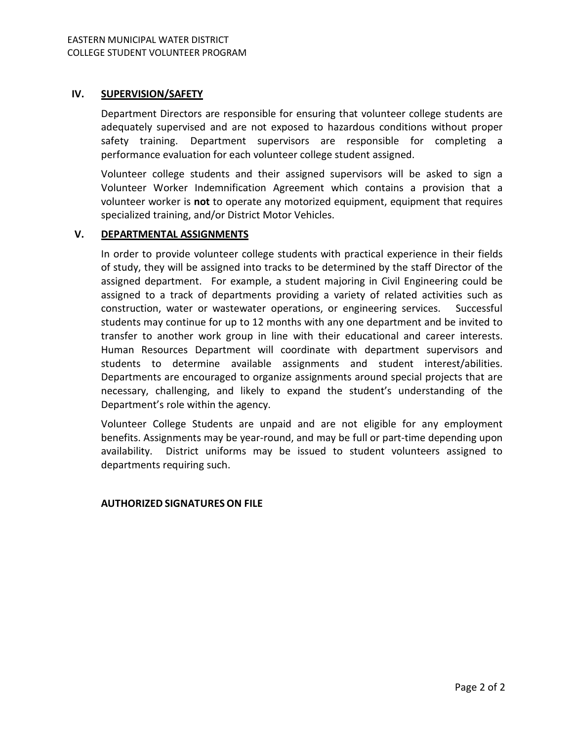## IV. SUPERVISION/SAFETY

Department Directors are responsible for ensuring that volunteer college students are adequately supervised and are not exposed to hazardous conditions without proper safety training. Department supervisors are responsible for completing a performance evaluation for each volunteer college student assigned.

Volunteer college students and their assigned supervisors will be asked to sign a Volunteer Worker Indemnification Agreement which contains a provision that a volunteer worker is **not** to operate any motorized equipment, equipment that requires specialized training, and/or District Motor Vehicles.

## V. DEPARTMENTAL ASSIGNMENTS

In order to provide volunteer college students with practical experience in their fields of study, they will be assigned into tracks to be determined by the staff Director of the assigned department. For example, a student majoring in Civil Engineering could be assigned to a track of departments providing a variety of related activities such as construction, water or wastewater operations, or engineering services. Successful students may continue for up to 12 months with any one department and be invited to transfer to another work group in line with their educational and career interests. Human Resources Department will coordinate with department supervisors and students to determine available assignments and student interest/abilities. Departments are encouraged to organize assignments around special projects that are necessary, challenging, and likely to expand the student's understanding of the Department's role within the agency.

Volunteer College Students are unpaid and are not eligible for any employment benefits. Assignments may be year-round, and may be full or part-time depending upon availability. District uniforms may be issued to student volunteers assigned to departments requiring such.

**AUTHORIZED SIGNATURES ON FILE**